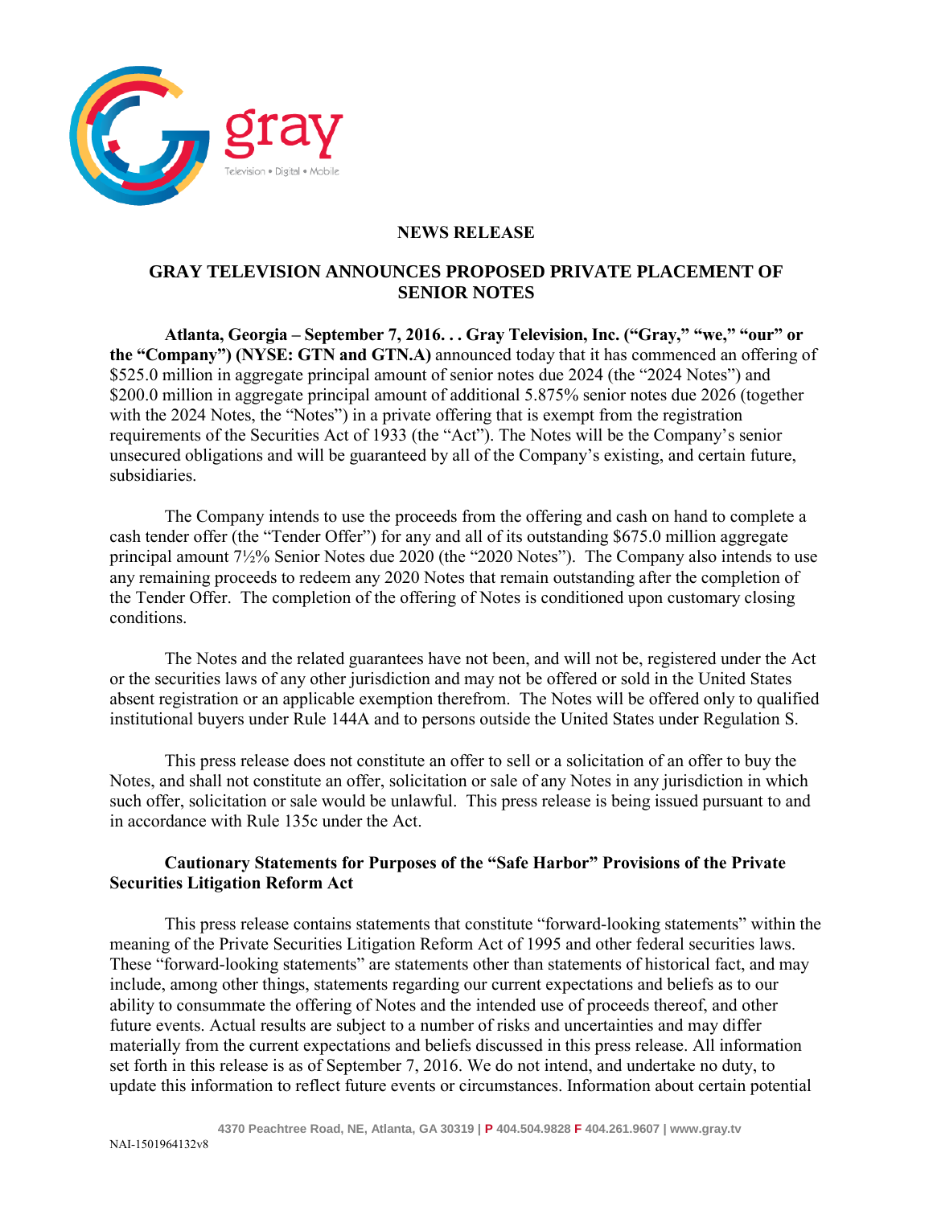gray

Television • Digital • Mobile

**NEWS RELEASE**

# GRAY TELEVISION ANNOUNCES PROPOSED PRIVATE PLACEMENT OF SENIOR NOTES

**Atlanta, Georgia – September 7, 2016. . . Gray Television, Inc. ("Gray," "we," "our" or the "Company") (NYSE: GTN and GTN.A)** announced today that it has commenced an offering of $525.0 million in aggregate principal amount of senior notes due 2024 (the "2024 Notes") and $200.0 million in aggregate principal amount of additional 5.875% senior notes due 2026 (together with the 2024 Notes, the "Notes") in a private offering that is exempt from the registration requirements of the Securities Act of 1933 (the "Act"). The Notes will be the Company's senior unsecured obligations and will be guaranteed by all of the Company's existing, and certain future, subsidiaries.

The Company intends to use the proceeds from the offering and cash on hand to complete a cash tender offer (the "Tender Offer") for any and all of its outstanding $675.0 million aggregate principal amount 7½% Senior Notes due 2020 (the "2020 Notes"). The Company also intends to use any remaining proceeds to redeem any 2020 Notes that remain outstanding after the completion of the Tender Offer. The completion of the offering of Notes is conditioned upon customary closing conditions.

The Notes and the related guarantees have not been, and will not be, registered under the Act or the securities laws of any other jurisdiction and may not be offered or sold in the United States absent registration or an applicable exemption therefrom. The Notes will be offered only to qualified institutional buyers under Rule 144A and to persons outside the United States under Regulation S.

This press release does not constitute an offer to sell or a solicitation of an offer to buy the Notes, and shall not constitute an offer, solicitation or sale of any Notes in any jurisdiction in which such offer, solicitation or sale would be unlawful. This press release is being issued pursuant to and in accordance with Rule 135c under the Act.

**Cautionary Statements for Purposes of the "Safe Harbor" Provisions of the Private Securities Litigation Reform Act**

This press release contains statements that constitute "forward-looking statements" within the meaning of the Private Securities Litigation Reform Act of 1995 and other federal securities laws. These "forward-looking statements" are statements other than statements of historical fact, and may include, among other things, statements regarding our current expectations and beliefs as to our ability to consummate the offering of Notes and the intended use of proceeds thereof, and other future events. Actual results are subject to a number of risks and uncertainties and may differ materially from the current expectations and beliefs discussed in this press release. All information set forth in this release is as of September 7, 2016. We do not intend, and undertake no duty, to update this information to reflect future events or circumstances. Information about certain potential

4370 Peachtree Road, NE, Atlanta, GA 30319 | P 404.504.9828 F 404.261.9607 | www.gray.tv

NAI-1501964132v8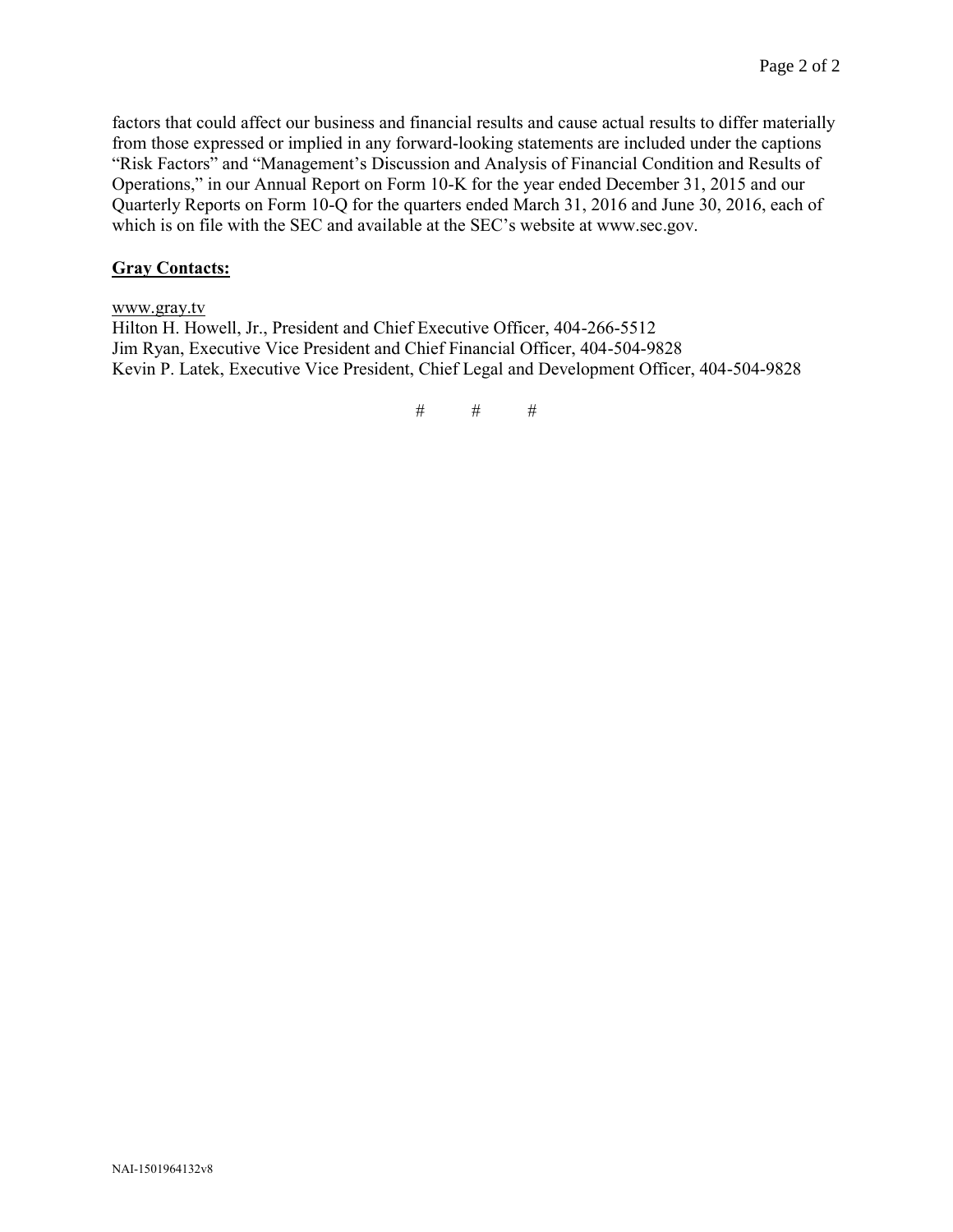factors that could affect our business and financial results and cause actual results to differ materially from those expressed or implied in any forward-looking statements are included under the captions "Risk Factors" and "Management's Discussion and Analysis of Financial Condition and Results of Operations," in our Annual Report on Form 10-K for the year ended December 31, 2015 and our Quarterly Reports on Form 10-Q for the quarters ended March 31, 2016 and June 30, 2016, each of which is on file with the SEC and available at the SEC's website at www.sec.gov.

**Gray Contacts:**

www.gray.tv
Hilton H. Howell, Jr., President and Chief Executive Officer, 404-266-5512
Jim Ryan, Executive Vice President and Chief Financial Officer, 404-504-9828
Kevin P. Latek, Executive Vice President, Chief Legal and Development Officer, 404-504-9828

# # #

NAI-1501964132v8